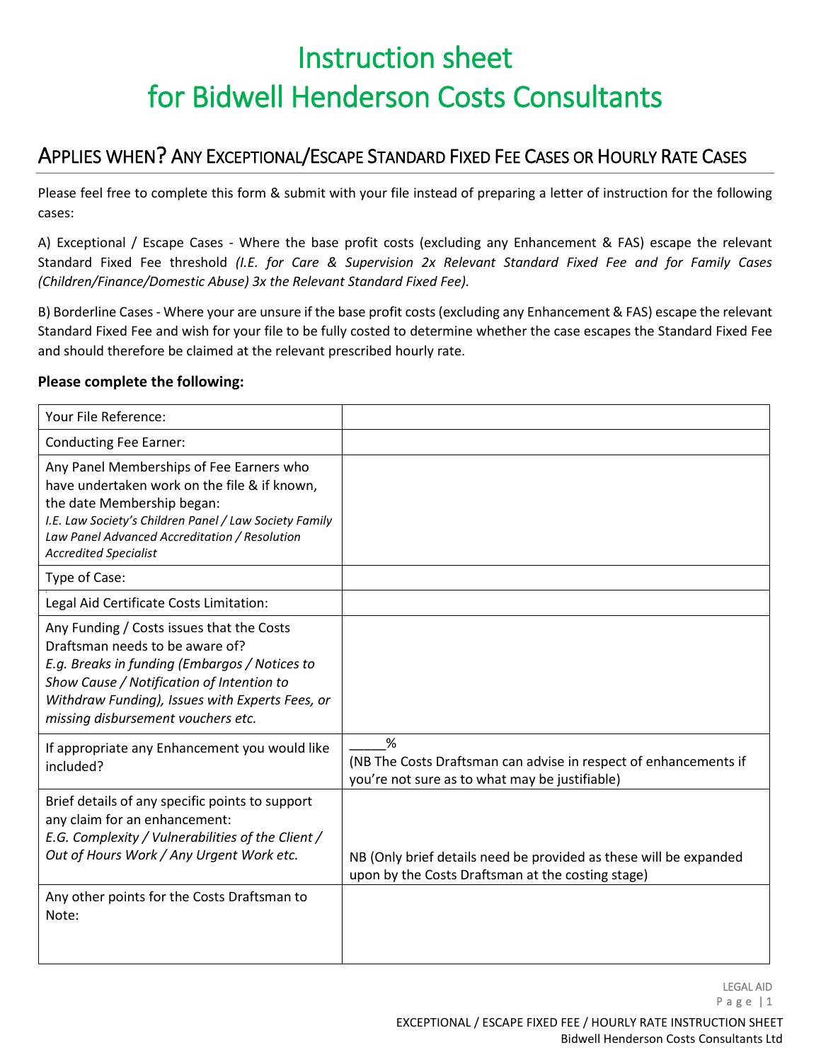# Instruction sheet for Bidwell Henderson Costs Consultants

## Applies when? Any Exceptional/Escape Standard Fixed Fee Cases or Hourly Rate Cases

Please feel free to complete this form & submit with your file instead of preparing a letter of instruction for the following cases:

A) Exceptional / Escape Cases - Where the base profit costs (excluding any Enhancement & FAS) escape the relevant Standard Fixed Fee threshold *(I.E. for Care & Supervision 2x Relevant Standard Fixed Fee and for Family Cases (Children/Finance/Domestic Abuse) 3x the Relevant Standard Fixed Fee).*

B) Borderline Cases - Where your are unsure if the base profit costs (excluding any Enhancement & FAS) escape the relevant Standard Fixed Fee and wish for your file to be fully costed to determine whether the case escapes the Standard Fixed Fee and should therefore be claimed at the relevant prescribed hourly rate.

**Please complete the following:**

| | |
|---|---|
| Your File Reference: | |
| Conducting Fee Earner: | |
| Any Panel Memberships of Fee Earners who have undertaken work on the file & if known, the date Membership began: *I.E. Law Society's Children Panel / Law Society Family Law Panel Advanced Accreditation / Resolution Accredited Specialist* | |
| Type of Case: | |
| Legal Aid Certificate Costs Limitation: | |
| Any Funding / Costs issues that the Costs Draftsman needs to be aware of? *E.g. Breaks in funding (Embargos / Notices to Show Cause / Notification of Intention to Withdraw Funding), Issues with Experts Fees, or missing disbursement vouchers etc.* | |
| If appropriate any Enhancement you would like included? | _____% (NB The Costs Draftsman can advise in respect of enhancements if you're not sure as to what may be justifiable) |
| Brief details of any specific points to support any claim for an enhancement: *E.G. Complexity / Vulnerabilities of the Client / Out of Hours Work / Any Urgent Work etc.* | NB (Only brief details need be provided as these will be expanded upon by the Costs Draftsman at the costing stage) |
| Any other points for the Costs Draftsman to Note: | |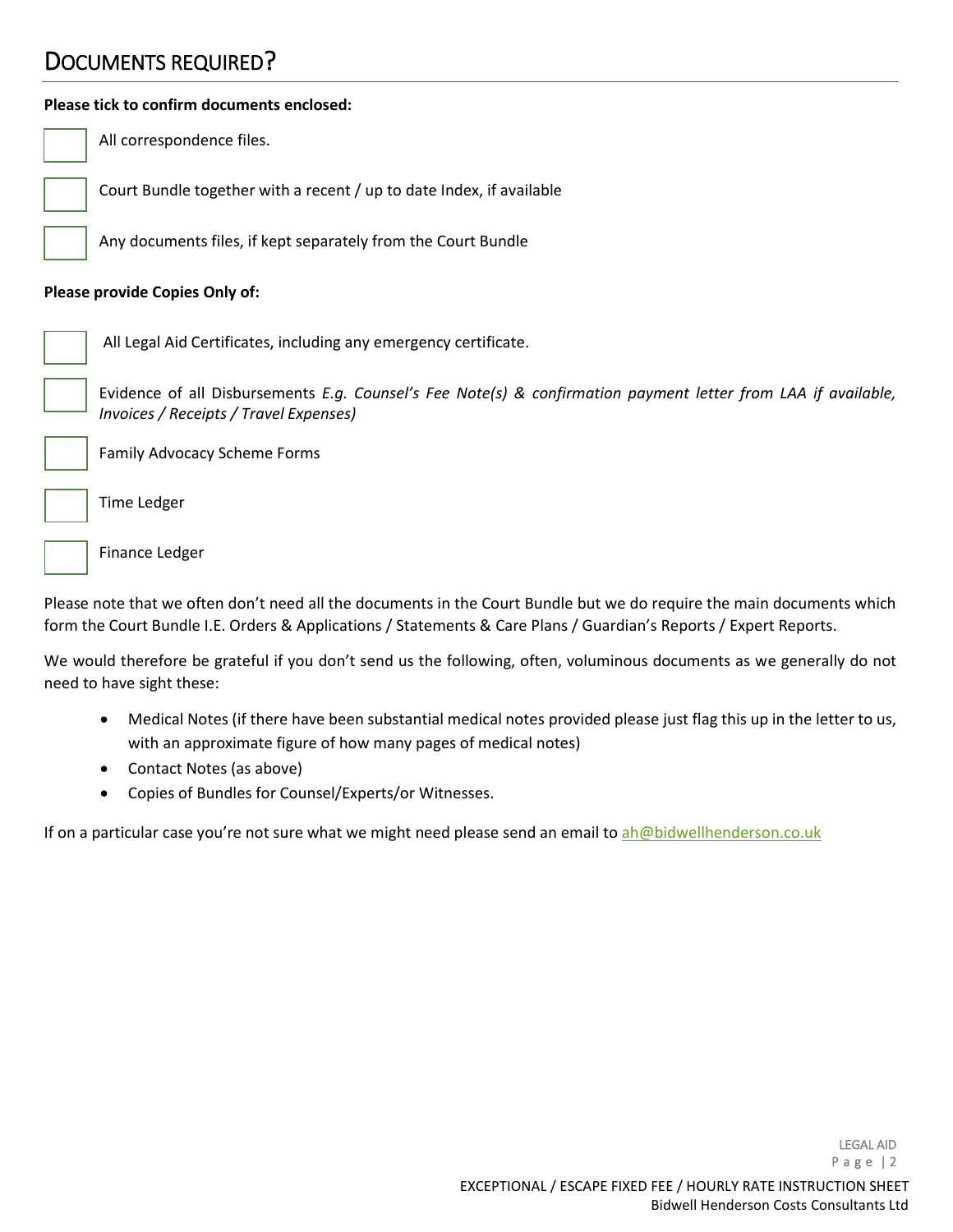## DOCUMENTS REQUIRED?

**Please tick to confirm documents enclosed:**

- [ ] All correspondence files.
- [ ] Court Bundle together with a recent / up to date Index, if available
- [ ] Any documents files, if kept separately from the Court Bundle

**Please provide Copies Only of:**

- [ ] All Legal Aid Certificates, including any emergency certificate.
- [ ] Evidence of all Disbursements *E.g. Counsel's Fee Note(s) & confirmation payment letter from LAA if available, Invoices / Receipts / Travel Expenses)*
- [ ] Family Advocacy Scheme Forms
- [ ] Time Ledger
- [ ] Finance Ledger

Please note that we often don't need all the documents in the Court Bundle but we do require the main documents which form the Court Bundle I.E. Orders & Applications / Statements & Care Plans / Guardian's Reports / Expert Reports.

We would therefore be grateful if you don't send us the following, often, voluminous documents as we generally do not need to have sight these:

- Medical Notes (if there have been substantial medical notes provided please just flag this up in the letter to us, with an approximate figure of how many pages of medical notes)
- Contact Notes (as above)
- Copies of Bundles for Counsel/Experts/or Witnesses.

If on a particular case you're not sure what we might need please send an email to ah@bidwellhenderson.co.uk